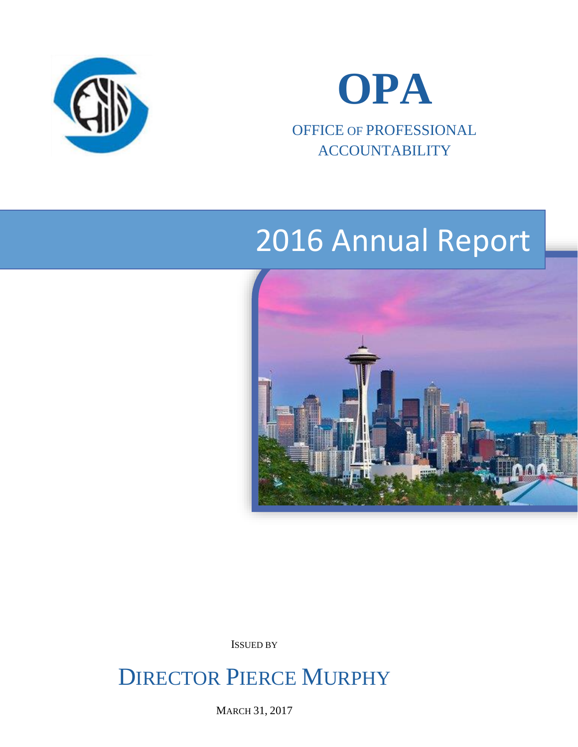# OPA

OFFICE OF PROFESSIONAL ACCOUNTABILITY

# 2016 Annual Report

ISSUED BY

DIRECTOR PIERCE MURPHY

MARCH 31, 2017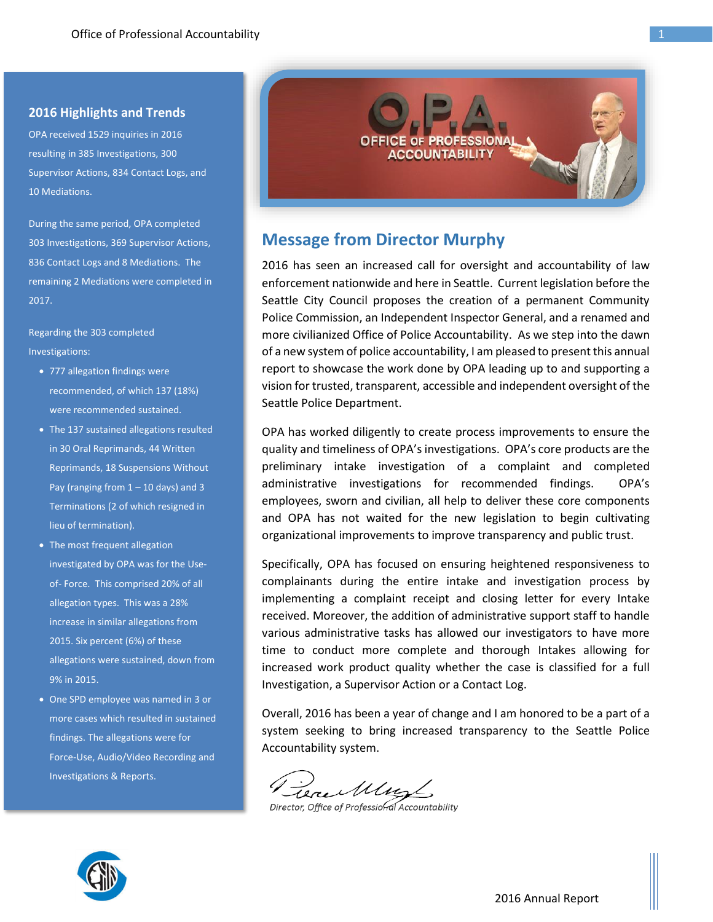## 2016 Highlights and Trends

OPA received 1529 inquiries in 2016 resulting in 385 Investigations, 300 Supervisor Actions, 834 Contact Logs, and 10 Mediations.

During the same period, OPA completed 303 Investigations, 369 Supervisor Actions, 836 Contact Logs and 8 Mediations. The remaining 2 Mediations were completed in 2017.

Regarding the 303 completed Investigations:

- 777 allegation findings were recommended, of which 137 (18%) were recommended sustained.
- The 137 sustained allegations resulted in 30 Oral Reprimands, 44 Written Reprimands, 18 Suspensions Without Pay (ranging from 1 – 10 days) and 3 Terminations (2 of which resigned in lieu of termination).
- The most frequent allegation investigated by OPA was for the Use-of- Force. This comprised 20% of all allegation types. This was a 28% increase in similar allegations from 2015. Six percent (6%) of these allegations were sustained, down from 9% in 2015.
- One SPD employee was named in 3 or more cases which resulted in sustained findings. The allegations were for Force-Use, Audio/Video Recording and Investigations & Reports.

## Message from Director Murphy

2016 has seen an increased call for oversight and accountability of law enforcement nationwide and here in Seattle. Current legislation before the Seattle City Council proposes the creation of a permanent Community Police Commission, an Independent Inspector General, and a renamed and more civilianized Office of Police Accountability. As we step into the dawn of a new system of police accountability, I am pleased to present this annual report to showcase the work done by OPA leading up to and supporting a vision for trusted, transparent, accessible and independent oversight of the Seattle Police Department.

OPA has worked diligently to create process improvements to ensure the quality and timeliness of OPA's investigations. OPA's core products are the preliminary intake investigation of a complaint and completed administrative investigations for recommended findings. OPA's employees, sworn and civilian, all help to deliver these core components and OPA has not waited for the new legislation to begin cultivating organizational improvements to improve transparency and public trust.

Specifically, OPA has focused on ensuring heightened responsiveness to complainants during the entire intake and investigation process by implementing a complaint receipt and closing letter for every Intake received. Moreover, the addition of administrative support staff to handle various administrative tasks has allowed our investigators to have more time to conduct more complete and thorough Intakes allowing for increased work product quality whether the case is classified for a full Investigation, a Supervisor Action or a Contact Log.

Overall, 2016 has been a year of change and I am honored to be a part of a system seeking to bring increased transparency to the Seattle Police Accountability system.

*Director, Office of Professional Accountability*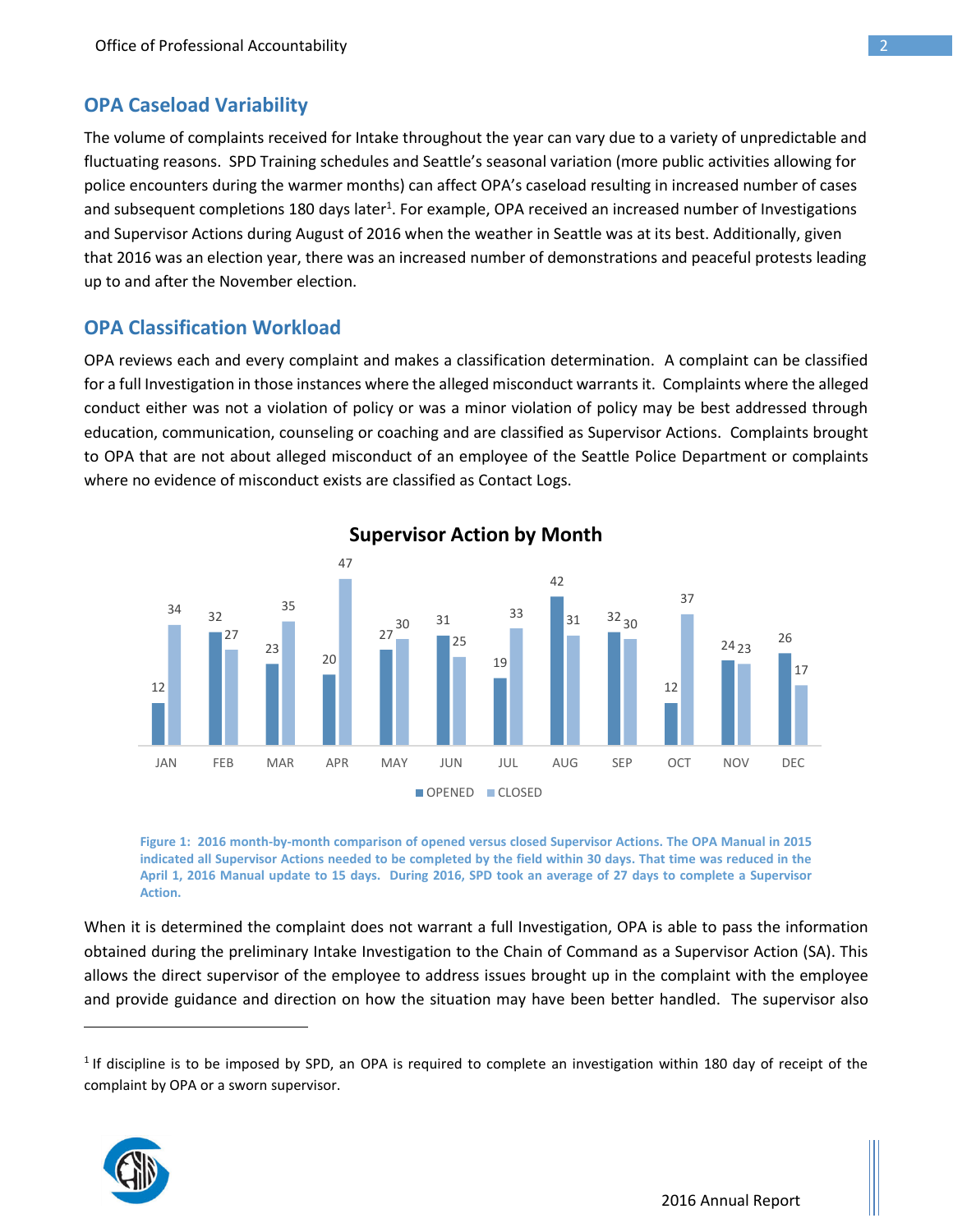## OPA Caseload Variability

The volume of complaints received for Intake throughout the year can vary due to a variety of unpredictable and fluctuating reasons. SPD Training schedules and Seattle's seasonal variation (more public activities allowing for police encounters during the warmer months) can affect OPA's caseload resulting in increased number of cases and subsequent completions 180 days later[1]. For example, OPA received an increased number of Investigations and Supervisor Actions during August of 2016 when the weather in Seattle was at its best. Additionally, given that 2016 was an election year, there was an increased number of demonstrations and peaceful protests leading up to and after the November election.

## OPA Classification Workload

OPA reviews each and every complaint and makes a classification determination. A complaint can be classified for a full Investigation in those instances where the alleged misconduct warrants it. Complaints where the alleged conduct either was not a violation of policy or was a minor violation of policy may be best addressed through education, communication, counseling or coaching and are classified as Supervisor Actions. Complaints brought to OPA that are not about alleged misconduct of an employee of the Seattle Police Department or complaints where no evidence of misconduct exists are classified as Contact Logs.

**Supervisor Action by Month**

| | JAN | FEB | MAR | APR | MAY | JUN | JUL | AUG | SEP | OCT | NOV | DEC |
|---|---|---|---|---|---|---|---|---|---|---|---|---|
| OPENED | 12 | 32 | 23 | 20 | 27 | 31 | 19 | 42 | 32 | 12 | 24 | 26 |
| CLOSED | 34 | 27 | 35 | 47 | 30 | 25 | 33 | 31 | 30 | 37 | 23 | 17 |

**Figure 1: 2016 month-by-month comparison of opened versus closed Supervisor Actions. The OPA Manual in 2015 indicated all Supervisor Actions needed to be completed by the field within 30 days. That time was reduced in the April 1, 2016 Manual update to 15 days. During 2016, SPD took an average of 27 days to complete a Supervisor Action.**

When it is determined the complaint does not warrant a full Investigation, OPA is able to pass the information obtained during the preliminary Intake Investigation to the Chain of Command as a Supervisor Action (SA). This allows the direct supervisor of the employee to address issues brought up in the complaint with the employee and provide guidance and direction on how the situation may have been better handled. The supervisor also

---

[1] If discipline is to be imposed by SPD, an OPA is required to complete an investigation within 180 day of receipt of the complaint by OPA or a sworn supervisor.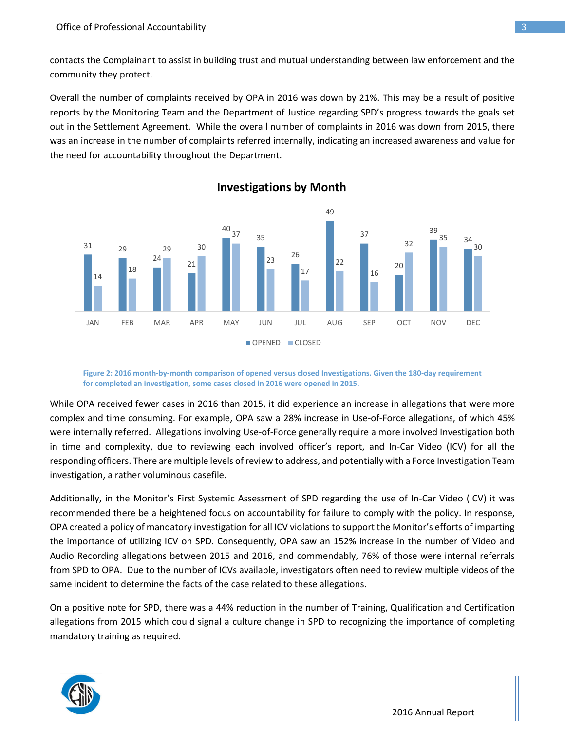contacts the Complainant to assist in building trust and mutual understanding between law enforcement and the community they protect.

Overall the number of complaints received by OPA in 2016 was down by 21%. This may be a result of positive reports by the Monitoring Team and the Department of Justice regarding SPD's progress towards the goals set out in the Settlement Agreement. While the overall number of complaints in 2016 was down from 2015, there was an increase in the number of complaints referred internally, indicating an increased awareness and value for the need for accountability throughout the Department.

**Investigations by Month**

| | JAN | FEB | MAR | APR | MAY | JUN | JUL | AUG | SEP | OCT | NOV | DEC |
|---|---|---|---|---|---|---|---|---|---|---|---|---|
| OPENED | 31 | 29 | 24 | 21 | 40 | 35 | 26 | 49 | 37 | 20 | 39 | 34 |
| CLOSED | 14 | 18 | 29 | 30 | 37 | 23 | 17 | 22 | 16 | 32 | 35 | 30 |

Figure 2: 2016 month-by-month comparison of opened versus closed Investigations. Given the 180-day requirement for completed an investigation, some cases closed in 2016 were opened in 2015.

While OPA received fewer cases in 2016 than 2015, it did experience an increase in allegations that were more complex and time consuming. For example, OPA saw a 28% increase in Use-of-Force allegations, of which 45% were internally referred. Allegations involving Use-of-Force generally require a more involved Investigation both in time and complexity, due to reviewing each involved officer's report, and In-Car Video (ICV) for all the responding officers. There are multiple levels of review to address, and potentially with a Force Investigation Team investigation, a rather voluminous casefile.

Additionally, in the Monitor's First Systemic Assessment of SPD regarding the use of In-Car Video (ICV) it was recommended there be a heightened focus on accountability for failure to comply with the policy. In response, OPA created a policy of mandatory investigation for all ICV violations to support the Monitor's efforts of imparting the importance of utilizing ICV on SPD. Consequently, OPA saw an 152% increase in the number of Video and Audio Recording allegations between 2015 and 2016, and commendably, 76% of those were internal referrals from SPD to OPA. Due to the number of ICVs available, investigators often need to review multiple videos of the same incident to determine the facts of the case related to these allegations.

On a positive note for SPD, there was a 44% reduction in the number of Training, Qualification and Certification allegations from 2015 which could signal a culture change in SPD to recognizing the importance of completing mandatory training as required.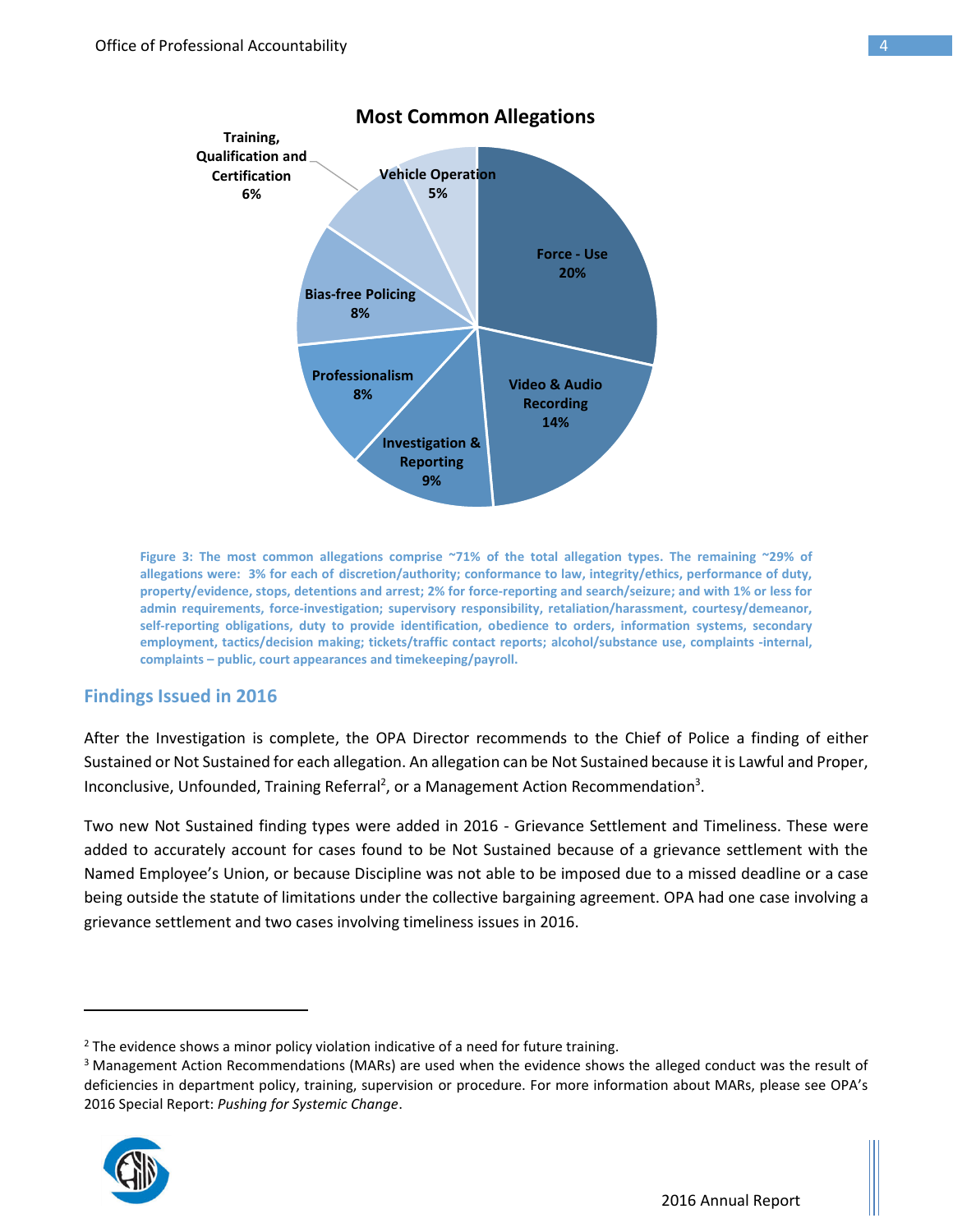**Most Common Allegations**

- Force - Use 20%
- Video & Audio Recording 14%
- Investigation & Reporting 9%
- Professionalism 8%
- Bias-free Policing 8%
- Training, Qualification and Certification 6%
- Vehicle Operation 5%

Figure 3: The most common allegations comprise ~71% of the total allegation types. The remaining ~29% of allegations were: 3% for each of discretion/authority; conformance to law, integrity/ethics, performance of duty, property/evidence, stops, detentions and arrest; 2% for force-reporting and search/seizure; and with 1% or less for admin requirements, force-investigation; supervisory responsibility, retaliation/harassment, courtesy/demeanor, self-reporting obligations, duty to provide identification, obedience to orders, information systems, secondary employment, tactics/decision making; tickets/traffic contact reports; alcohol/substance use, complaints -internal, complaints – public, court appearances and timekeeping/payroll.

## Findings Issued in 2016

After the Investigation is complete, the OPA Director recommends to the Chief of Police a finding of either Sustained or Not Sustained for each allegation. An allegation can be Not Sustained because it is Lawful and Proper, Inconclusive, Unfounded, Training Referral[2], or a Management Action Recommendation[3].

Two new Not Sustained finding types were added in 2016 - Grievance Settlement and Timeliness. These were added to accurately account for cases found to be Not Sustained because of a grievance settlement with the Named Employee's Union, or because Discipline was not able to be imposed due to a missed deadline or a case being outside the statute of limitations under the collective bargaining agreement. OPA had one case involving a grievance settlement and two cases involving timeliness issues in 2016.

---

[2] The evidence shows a minor policy violation indicative of a need for future training.

[3] Management Action Recommendations (MARs) are used when the evidence shows the alleged conduct was the result of deficiencies in department policy, training, supervision or procedure. For more information about MARs, please see OPA's 2016 Special Report: *Pushing for Systemic Change*.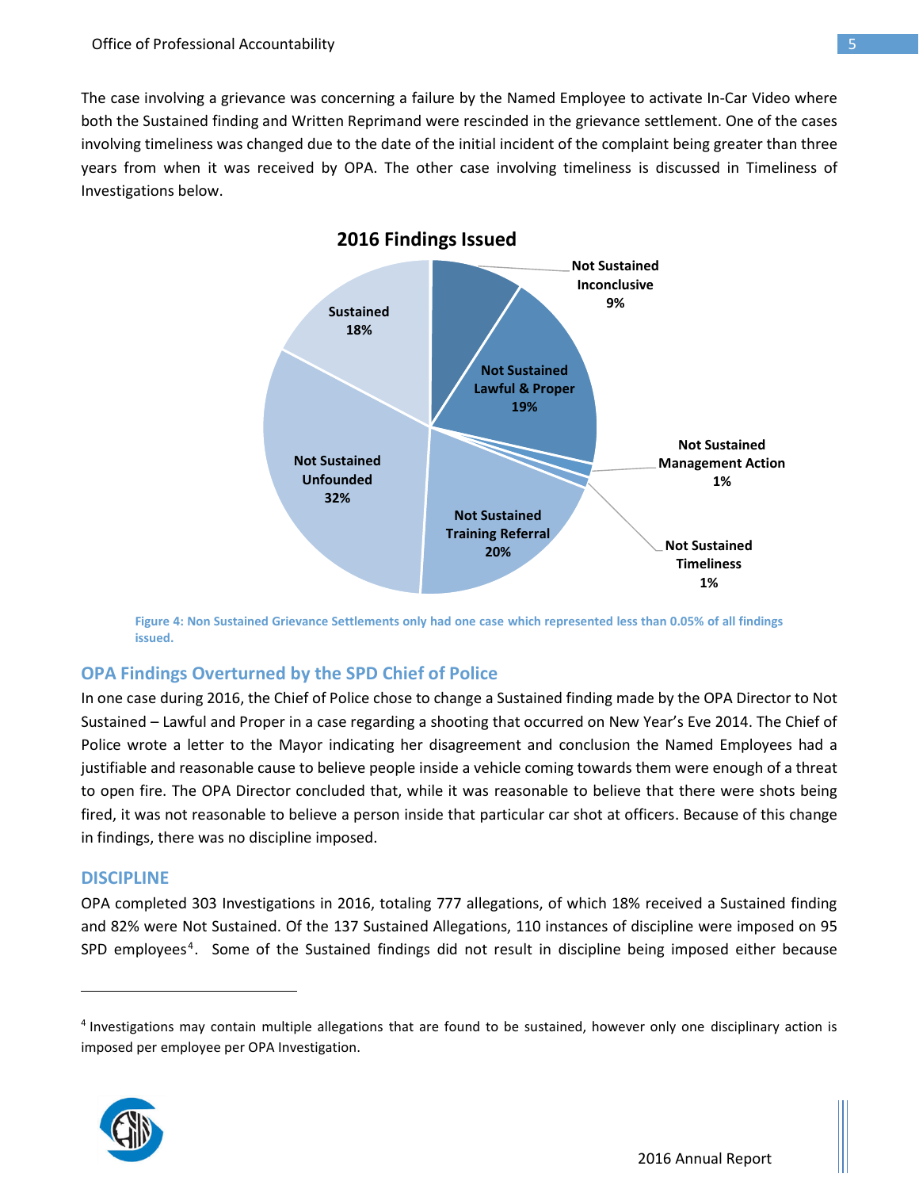The case involving a grievance was concerning a failure by the Named Employee to activate In-Car Video where both the Sustained finding and Written Reprimand were rescinded in the grievance settlement. One of the cases involving timeliness was changed due to the date of the initial incident of the complaint being greater than three years from when it was received by OPA. The other case involving timeliness is discussed in Timeliness of Investigations below.

**2016 Findings Issued**

| Finding | Percentage |
|---|---|
| Not Sustained Inconclusive | 9% |
| Not Sustained Lawful & Proper | 19% |
| Not Sustained Management Action | 1% |
| Not Sustained Timeliness | 1% |
| Not Sustained Training Referral | 20% |
| Not Sustained Unfounded | 32% |
| Sustained | 18% |

Figure 4: Non Sustained Grievance Settlements only had one case which represented less than 0.05% of all findings issued.

## OPA Findings Overturned by the SPD Chief of Police

In one case during 2016, the Chief of Police chose to change a Sustained finding made by the OPA Director to Not Sustained – Lawful and Proper in a case regarding a shooting that occurred on New Year's Eve 2014. The Chief of Police wrote a letter to the Mayor indicating her disagreement and conclusion the Named Employees had a justifiable and reasonable cause to believe people inside a vehicle coming towards them were enough of a threat to open fire. The OPA Director concluded that, while it was reasonable to believe that there were shots being fired, it was not reasonable to believe a person inside that particular car shot at officers. Because of this change in findings, there was no discipline imposed.

## DISCIPLINE

OPA completed 303 Investigations in 2016, totaling 777 allegations, of which 18% received a Sustained finding and 82% were Not Sustained. Of the 137 Sustained Allegations, 110 instances of discipline were imposed on 95 SPD employees[4]. Some of the Sustained findings did not result in discipline being imposed either because

[4] Investigations may contain multiple allegations that are found to be sustained, however only one disciplinary action is imposed per employee per OPA Investigation.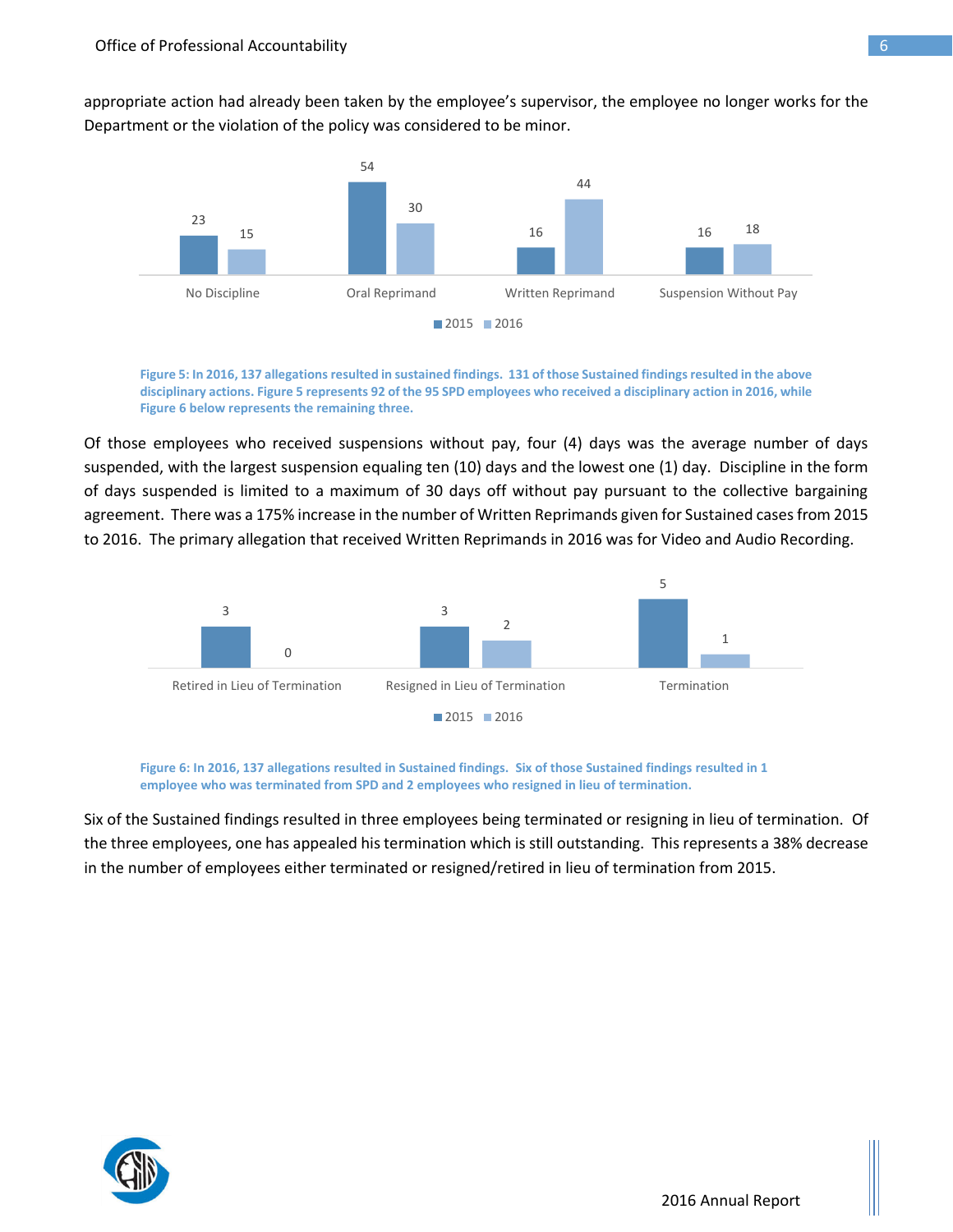appropriate action had already been taken by the employee's supervisor, the employee no longer works for the Department or the violation of the policy was considered to be minor.

| | 2015 | 2016 |
|---|---|---|
| No Discipline | 23 | 15 |
| Oral Reprimand | 54 | 30 |
| Written Reprimand | 16 | 44 |
| Suspension Without Pay | 16 | 18 |

**Figure 5: In 2016, 137 allegations resulted in sustained findings. 131 of those Sustained findings resulted in the above disciplinary actions. Figure 5 represents 92 of the 95 SPD employees who received a disciplinary action in 2016, while Figure 6 below represents the remaining three.**

Of those employees who received suspensions without pay, four (4) days was the average number of days suspended, with the largest suspension equaling ten (10) days and the lowest one (1) day. Discipline in the form of days suspended is limited to a maximum of 30 days off without pay pursuant to the collective bargaining agreement. There was a 175% increase in the number of Written Reprimands given for Sustained cases from 2015 to 2016. The primary allegation that received Written Reprimands in 2016 was for Video and Audio Recording.

| | 2015 | 2016 |
|---|---|---|
| Retired in Lieu of Termination | 3 | 0 |
| Resigned in Lieu of Termination | 3 | 2 |
| Termination | 5 | 1 |

**Figure 6: In 2016, 137 allegations resulted in Sustained findings. Six of those Sustained findings resulted in 1 employee who was terminated from SPD and 2 employees who resigned in lieu of termination.**

Six of the Sustained findings resulted in three employees being terminated or resigning in lieu of termination. Of the three employees, one has appealed his termination which is still outstanding. This represents a 38% decrease in the number of employees either terminated or resigned/retired in lieu of termination from 2015.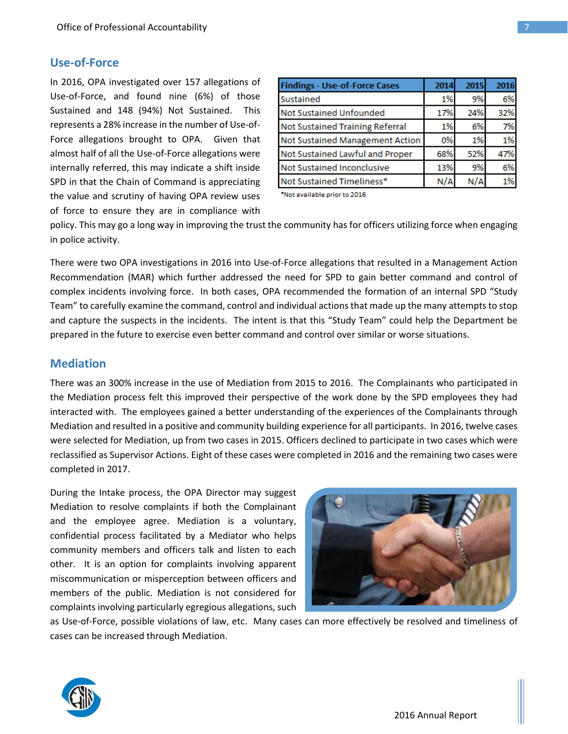## Use-of-Force

In 2016, OPA investigated over 157 allegations of Use-of-Force, and found nine (6%) of those Sustained and 148 (94%) Not Sustained. This represents a 28% increase in the number of Use-of-Force allegations brought to OPA. Given that almost half of all the Use-of-Force allegations were internally referred, this may indicate a shift inside SPD in that the Chain of Command is appreciating the value and scrutiny of having OPA review uses of force to ensure they are in compliance with policy. This may go a long way in improving the trust the community has for officers utilizing force when engaging in police activity.

| Findings - Use-of-Force Cases | 2014 | 2015 | 2016 |
|---|---|---|---|
| Sustained | 1% | 9% | 6% |
| Not Sustained Unfounded | 17% | 24% | 32% |
| Not Sustained Training Referral | 1% | 6% | 7% |
| Not Sustained Management Action | 0% | 1% | 1% |
| Not Sustained Lawful and Proper | 68% | 52% | 47% |
| Not Sustained Inconclusive | 13% | 9% | 6% |
| Not Sustained Timeliness* | N/A | N/A | 1% |

*Not available prior to 2016

There were two OPA investigations in 2016 into Use-of-Force allegations that resulted in a Management Action Recommendation (MAR) which further addressed the need for SPD to gain better command and control of complex incidents involving force. In both cases, OPA recommended the formation of an internal SPD "Study Team" to carefully examine the command, control and individual actions that made up the many attempts to stop and capture the suspects in the incidents. The intent is that this "Study Team" could help the Department be prepared in the future to exercise even better command and control over similar or worse situations.

## Mediation

There was an 300% increase in the use of Mediation from 2015 to 2016. The Complainants who participated in the Mediation process felt this improved their perspective of the work done by the SPD employees they had interacted with. The employees gained a better understanding of the experiences of the Complainants through Mediation and resulted in a positive and community building experience for all participants. In 2016, twelve cases were selected for Mediation, up from two cases in 2015. Officers declined to participate in two cases which were reclassified as Supervisor Actions. Eight of these cases were completed in 2016 and the remaining two cases were completed in 2017.

During the Intake process, the OPA Director may suggest Mediation to resolve complaints if both the Complainant and the employee agree. Mediation is a voluntary, confidential process facilitated by a Mediator who helps community members and officers talk and listen to each other. It is an option for complaints involving apparent miscommunication or misperception between officers and members of the public. Mediation is not considered for complaints involving particularly egregious allegations, such as Use-of-Force, possible violations of law, etc. Many cases can more effectively be resolved and timeliness of cases can be increased through Mediation.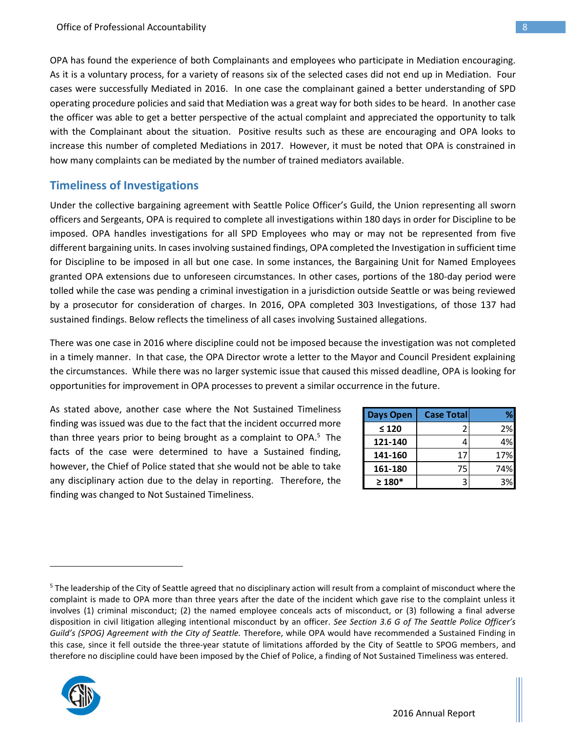OPA has found the experience of both Complainants and employees who participate in Mediation encouraging. As it is a voluntary process, for a variety of reasons six of the selected cases did not end up in Mediation. Four cases were successfully Mediated in 2016. In one case the complainant gained a better understanding of SPD operating procedure policies and said that Mediation was a great way for both sides to be heard. In another case the officer was able to get a better perspective of the actual complaint and appreciated the opportunity to talk with the Complainant about the situation. Positive results such as these are encouraging and OPA looks to increase this number of completed Mediations in 2017. However, it must be noted that OPA is constrained in how many complaints can be mediated by the number of trained mediators available.

## Timeliness of Investigations

Under the collective bargaining agreement with Seattle Police Officer's Guild, the Union representing all sworn officers and Sergeants, OPA is required to complete all investigations within 180 days in order for Discipline to be imposed. OPA handles investigations for all SPD Employees who may or may not be represented from five different bargaining units. In cases involving sustained findings, OPA completed the Investigation in sufficient time for Discipline to be imposed in all but one case. In some instances, the Bargaining Unit for Named Employees granted OPA extensions due to unforeseen circumstances. In other cases, portions of the 180-day period were tolled while the case was pending a criminal investigation in a jurisdiction outside Seattle or was being reviewed by a prosecutor for consideration of charges. In 2016, OPA completed 303 Investigations, of those 137 had sustained findings. Below reflects the timeliness of all cases involving Sustained allegations.

There was one case in 2016 where discipline could not be imposed because the investigation was not completed in a timely manner. In that case, the OPA Director wrote a letter to the Mayor and Council President explaining the circumstances. While there was no larger systemic issue that caused this missed deadline, OPA is looking for opportunities for improvement in OPA processes to prevent a similar occurrence in the future.

As stated above, another case where the Not Sustained Timeliness finding was issued was due to the fact that the incident occurred more than three years prior to being brought as a complaint to OPA.[5] The facts of the case were determined to have a Sustained finding, however, the Chief of Police stated that she would not be able to take any disciplinary action due to the delay in reporting. Therefore, the finding was changed to Not Sustained Timeliness.

| Days Open | Case Total | % |
|---|---|---|
| ≤ 120 | 2 | 2% |
| 121-140 | 4 | 4% |
| 141-160 | 17 | 17% |
| 161-180 | 75 | 74% |
| ≥ 180* | 3 | 3% |

[5] The leadership of the City of Seattle agreed that no disciplinary action will result from a complaint of misconduct where the complaint is made to OPA more than three years after the date of the incident which gave rise to the complaint unless it involves (1) criminal misconduct; (2) the named employee conceals acts of misconduct, or (3) following a final adverse disposition in civil litigation alleging intentional misconduct by an officer. *See Section 3.6 G of The Seattle Police Officer's Guild's (SPOG) Agreement with the City of Seattle.* Therefore, while OPA would have recommended a Sustained Finding in this case, since it fell outside the three-year statute of limitations afforded by the City of Seattle to SPOG members, and therefore no discipline could have been imposed by the Chief of Police, a finding of Not Sustained Timeliness was entered.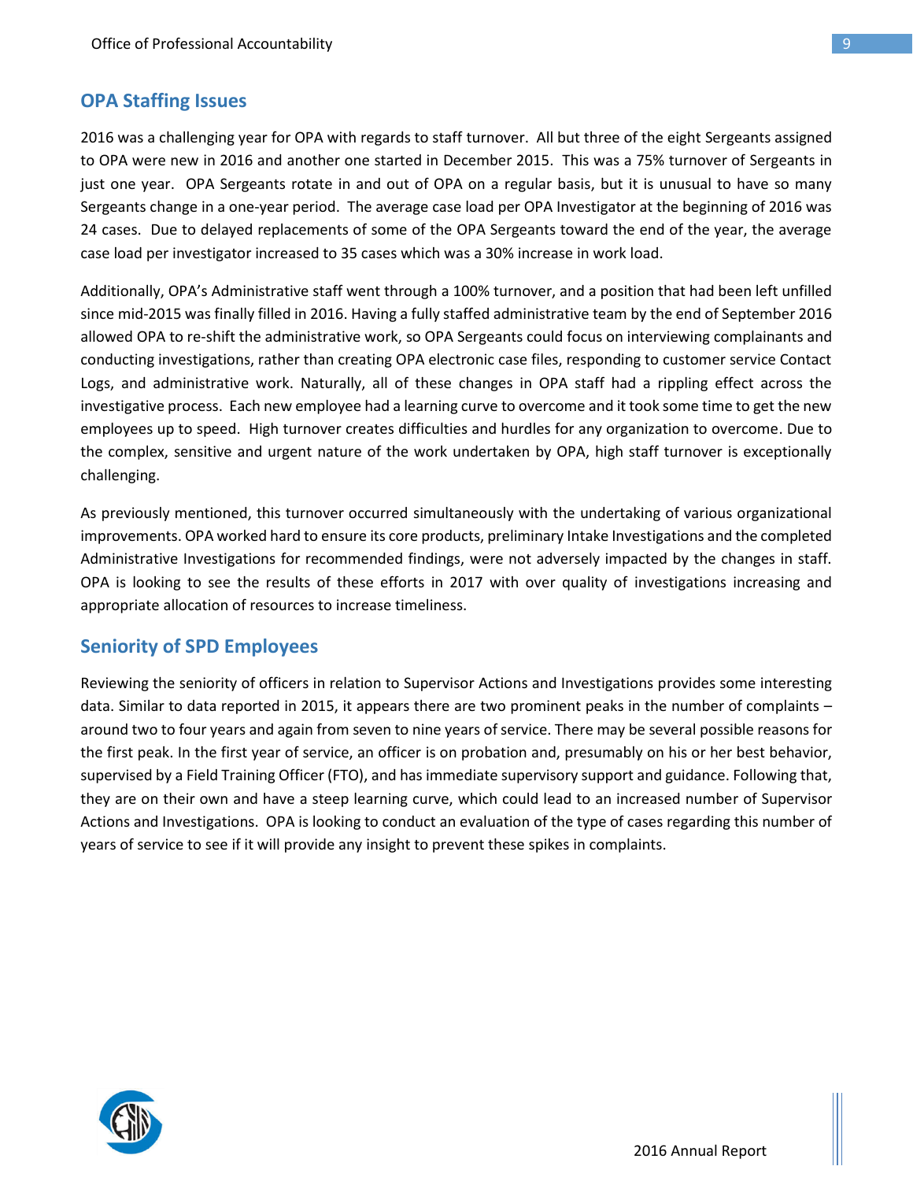## OPA Staffing Issues

2016 was a challenging year for OPA with regards to staff turnover. All but three of the eight Sergeants assigned to OPA were new in 2016 and another one started in December 2015. This was a 75% turnover of Sergeants in just one year. OPA Sergeants rotate in and out of OPA on a regular basis, but it is unusual to have so many Sergeants change in a one-year period. The average case load per OPA Investigator at the beginning of 2016 was 24 cases. Due to delayed replacements of some of the OPA Sergeants toward the end of the year, the average case load per investigator increased to 35 cases which was a 30% increase in work load.

Additionally, OPA's Administrative staff went through a 100% turnover, and a position that had been left unfilled since mid-2015 was finally filled in 2016. Having a fully staffed administrative team by the end of September 2016 allowed OPA to re-shift the administrative work, so OPA Sergeants could focus on interviewing complainants and conducting investigations, rather than creating OPA electronic case files, responding to customer service Contact Logs, and administrative work. Naturally, all of these changes in OPA staff had a rippling effect across the investigative process. Each new employee had a learning curve to overcome and it took some time to get the new employees up to speed. High turnover creates difficulties and hurdles for any organization to overcome. Due to the complex, sensitive and urgent nature of the work undertaken by OPA, high staff turnover is exceptionally challenging.

As previously mentioned, this turnover occurred simultaneously with the undertaking of various organizational improvements. OPA worked hard to ensure its core products, preliminary Intake Investigations and the completed Administrative Investigations for recommended findings, were not adversely impacted by the changes in staff. OPA is looking to see the results of these efforts in 2017 with over quality of investigations increasing and appropriate allocation of resources to increase timeliness.

## Seniority of SPD Employees

Reviewing the seniority of officers in relation to Supervisor Actions and Investigations provides some interesting data. Similar to data reported in 2015, it appears there are two prominent peaks in the number of complaints – around two to four years and again from seven to nine years of service. There may be several possible reasons for the first peak. In the first year of service, an officer is on probation and, presumably on his or her best behavior, supervised by a Field Training Officer (FTO), and has immediate supervisory support and guidance. Following that, they are on their own and have a steep learning curve, which could lead to an increased number of Supervisor Actions and Investigations. OPA is looking to conduct an evaluation of the type of cases regarding this number of years of service to see if it will provide any insight to prevent these spikes in complaints.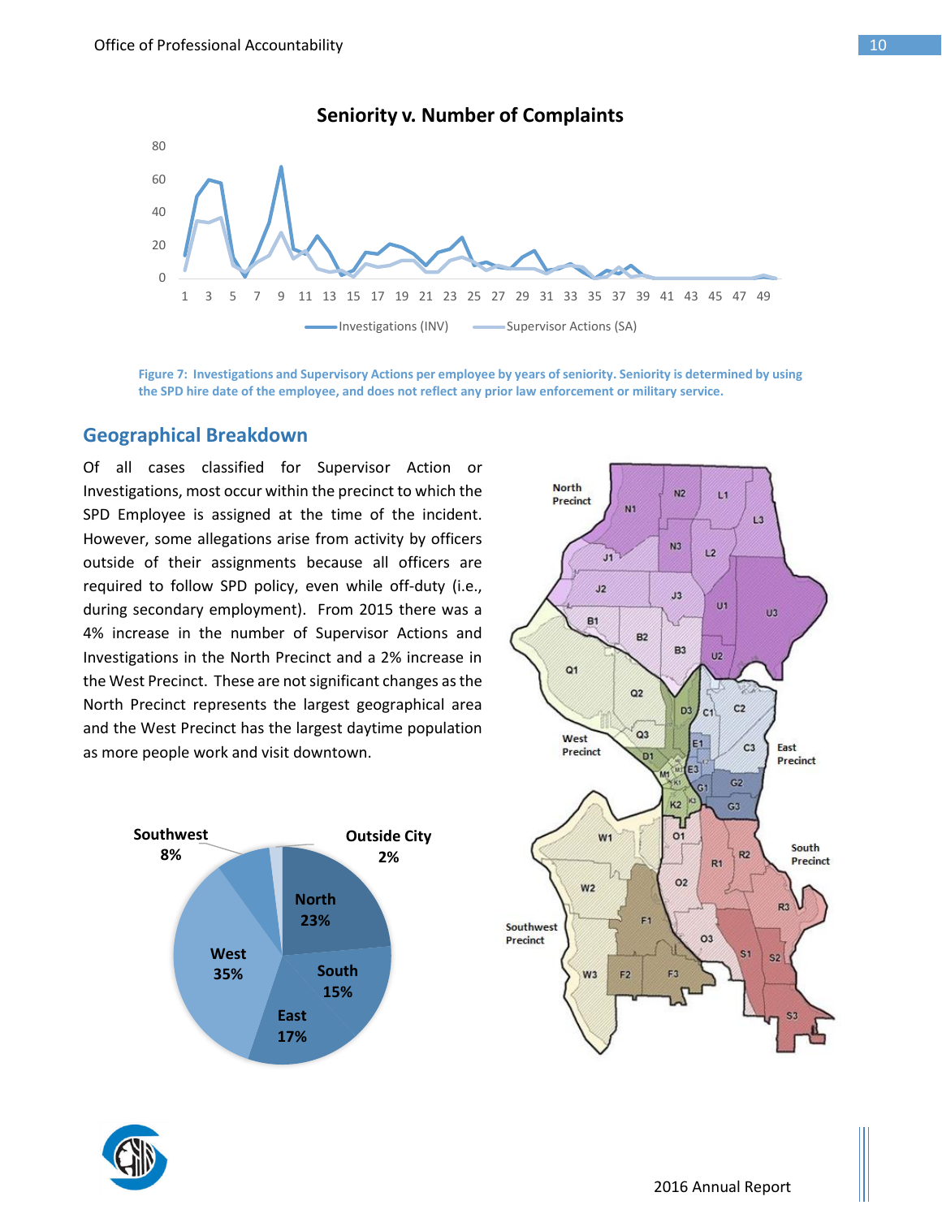**Seniority v. Number of Complaints**

Figure 7: Investigations and Supervisory Actions per employee by years of seniority. Seniority is determined by using the SPD hire date of the employee, and does not reflect any prior law enforcement or military service.

## Geographical Breakdown

Of all cases classified for Supervisor Action or Investigations, most occur within the precinct to which the SPD Employee is assigned at the time of the incident. However, some allegations arise from activity by officers outside of their assignments because all officers are required to follow SPD policy, even while off-duty (i.e., during secondary employment). From 2015 there was a 4% increase in the number of Supervisor Actions and Investigations in the North Precinct and a 2% increase in the West Precinct. These are not significant changes as the North Precinct represents the largest geographical area and the West Precinct has the largest daytime population as more people work and visit downtown.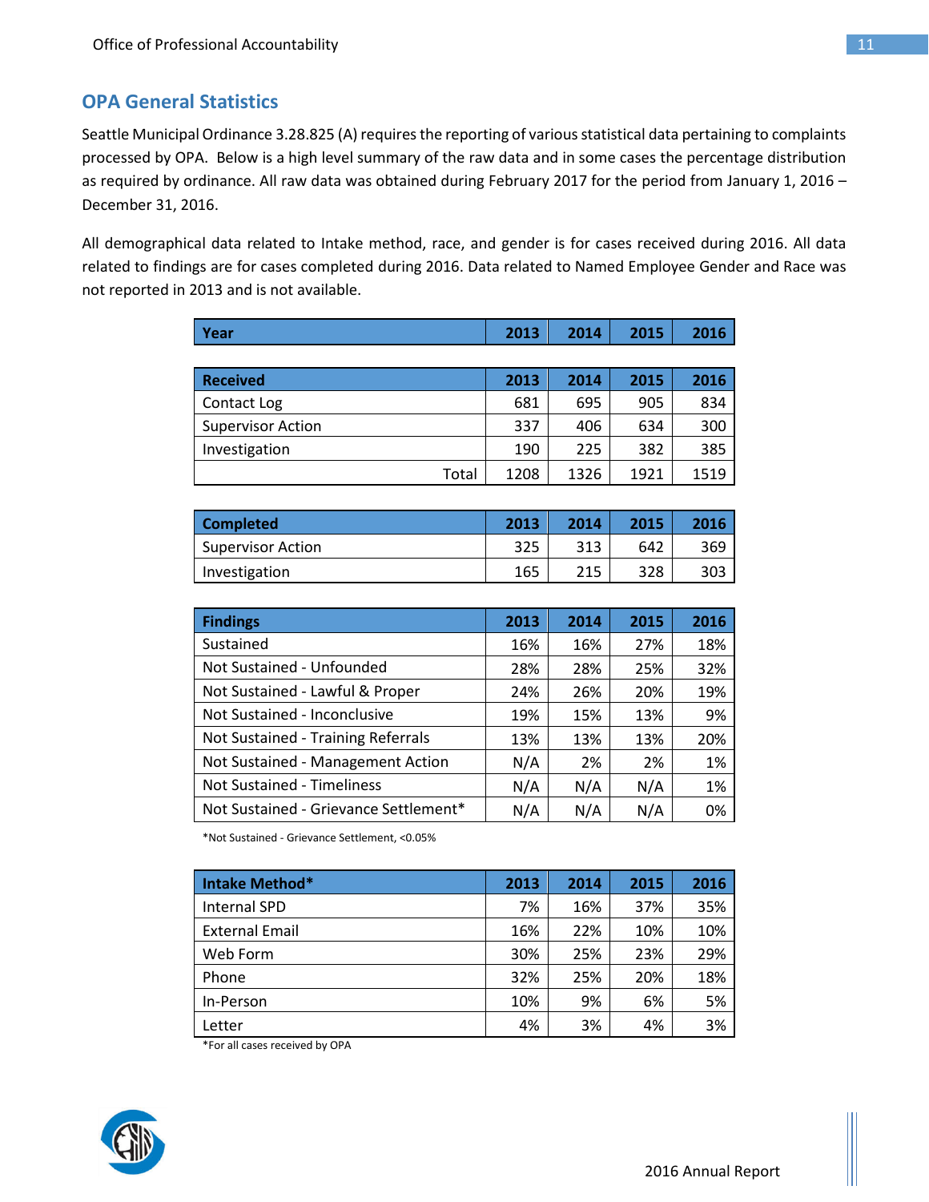## OPA General Statistics

Seattle Municipal Ordinance 3.28.825 (A) requires the reporting of various statistical data pertaining to complaints processed by OPA. Below is a high level summary of the raw data and in some cases the percentage distribution as required by ordinance. All raw data was obtained during February 2017 for the period from January 1, 2016 – December 31, 2016.

All demographical data related to Intake method, race, and gender is for cases received during 2016. All data related to findings are for cases completed during 2016. Data related to Named Employee Gender and Race was not reported in 2013 and is not available.

| Year | 2013 | 2014 | 2015 | 2016 |
|---|---|---|---|---|

| Received | 2013 | 2014 | 2015 | 2016 |
|---|---|---|---|---|
| Contact Log | 681 | 695 | 905 | 834 |
| Supervisor Action | 337 | 406 | 634 | 300 |
| Investigation | 190 | 225 | 382 | 385 |
| Total | 1208 | 1326 | 1921 | 1519 |

| Completed | 2013 | 2014 | 2015 | 2016 |
|---|---|---|---|---|
| Supervisor Action | 325 | 313 | 642 | 369 |
| Investigation | 165 | 215 | 328 | 303 |

| Findings | 2013 | 2014 | 2015 | 2016 |
|---|---|---|---|---|
| Sustained | 16% | 16% | 27% | 18% |
| Not Sustained - Unfounded | 28% | 28% | 25% | 32% |
| Not Sustained - Lawful & Proper | 24% | 26% | 20% | 19% |
| Not Sustained - Inconclusive | 19% | 15% | 13% | 9% |
| Not Sustained - Training Referrals | 13% | 13% | 13% | 20% |
| Not Sustained - Management Action | N/A | 2% | 2% | 1% |
| Not Sustained - Timeliness | N/A | N/A | N/A | 1% |
| Not Sustained - Grievance Settlement* | N/A | N/A | N/A | 0% |

*Not Sustained - Grievance Settlement, <0.05%

| Intake Method* | 2013 | 2014 | 2015 | 2016 |
|---|---|---|---|---|
| Internal SPD | 7% | 16% | 37% | 35% |
| External Email | 16% | 22% | 10% | 10% |
| Web Form | 30% | 25% | 23% | 29% |
| Phone | 32% | 25% | 20% | 18% |
| In-Person | 10% | 9% | 6% | 5% |
| Letter | 4% | 3% | 4% | 3% |

*For all cases received by OPA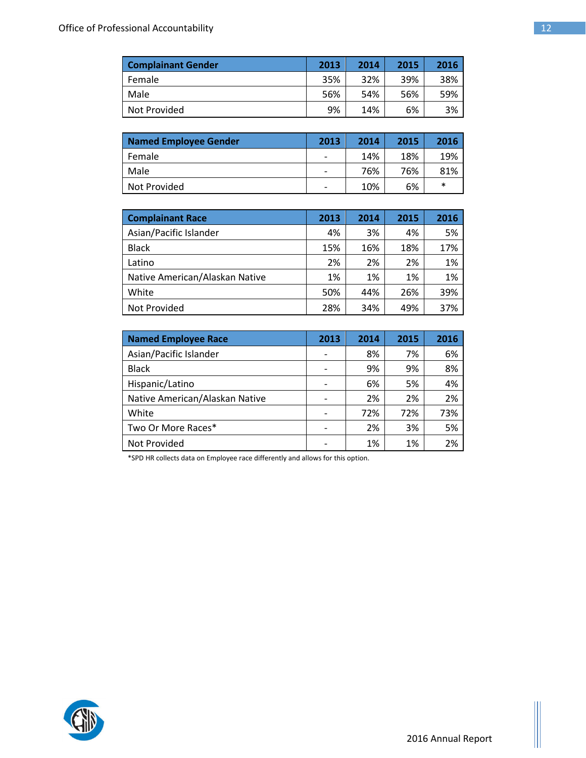| Complainant Gender | 2013 | 2014 | 2015 | 2016 |
|---|---|---|---|---|
| Female | 35% | 32% | 39% | 38% |
| Male | 56% | 54% | 56% | 59% |
| Not Provided | 9% | 14% | 6% | 3% |

| Named Employee Gender | 2013 | 2014 | 2015 | 2016 |
|---|---|---|---|---|
| Female | - | 14% | 18% | 19% |
| Male | - | 76% | 76% | 81% |
| Not Provided | - | 10% | 6% | * |

| Complainant Race | 2013 | 2014 | 2015 | 2016 |
|---|---|---|---|---|
| Asian/Pacific Islander | 4% | 3% | 4% | 5% |
| Black | 15% | 16% | 18% | 17% |
| Latino | 2% | 2% | 2% | 1% |
| Native American/Alaskan Native | 1% | 1% | 1% | 1% |
| White | 50% | 44% | 26% | 39% |
| Not Provided | 28% | 34% | 49% | 37% |

| Named Employee Race | 2013 | 2014 | 2015 | 2016 |
|---|---|---|---|---|
| Asian/Pacific Islander | - | 8% | 7% | 6% |
| Black | - | 9% | 9% | 8% |
| Hispanic/Latino | - | 6% | 5% | 4% |
| Native American/Alaskan Native | - | 2% | 2% | 2% |
| White | - | 72% | 72% | 73% |
| Two Or More Races* | - | 2% | 3% | 5% |
| Not Provided | - | 1% | 1% | 2% |

*SPD HR collects data on Employee race differently and allows for this option.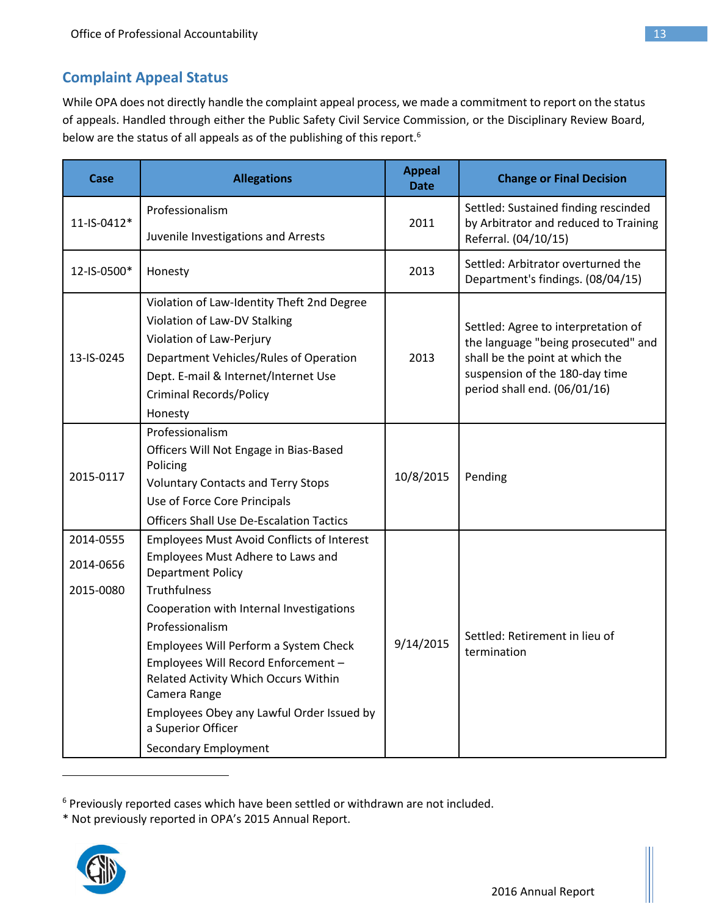## Complaint Appeal Status

While OPA does not directly handle the complaint appeal process, we made a commitment to report on the status of appeals. Handled through either the Public Safety Civil Service Commission, or the Disciplinary Review Board, below are the status of all appeals as of the publishing of this report.[6]

| Case | Allegations | Appeal Date | Change or Final Decision |
|---|---|---|---|
| 11-IS-0412* | Professionalism<br>Juvenile Investigations and Arrests | 2011 | Settled: Sustained finding rescinded by Arbitrator and reduced to Training Referral. (04/10/15) |
| 12-IS-0500* | Honesty | 2013 | Settled: Arbitrator overturned the Department's findings. (08/04/15) |
| 13-IS-0245 | Violation of Law-Identity Theft 2nd Degree<br>Violation of Law-DV Stalking<br>Violation of Law-Perjury<br>Department Vehicles/Rules of Operation<br>Dept. E-mail & Internet/Internet Use<br>Criminal Records/Policy<br>Honesty | 2013 | Settled: Agree to interpretation of the language "being prosecuted" and shall be the point at which the suspension of the 180-day time period shall end. (06/01/16) |
| 2015-0117 | Professionalism<br>Officers Will Not Engage in Bias-Based Policing<br>Voluntary Contacts and Terry Stops<br>Use of Force Core Principals<br>Officers Shall Use De-Escalation Tactics | 10/8/2015 | Pending |
| 2014-0555<br>2014-0656<br>2015-0080 | Employees Must Avoid Conflicts of Interest<br>Employees Must Adhere to Laws and Department Policy<br>Truthfulness<br>Cooperation with Internal Investigations<br>Professionalism<br>Employees Will Perform a System Check<br>Employees Will Record Enforcement – Related Activity Which Occurs Within Camera Range<br>Employees Obey any Lawful Order Issued by a Superior Officer<br>Secondary Employment | 9/14/2015 | Settled: Retirement in lieu of termination |

[6] Previously reported cases which have been settled or withdrawn are not included.
* Not previously reported in OPA's 2015 Annual Report.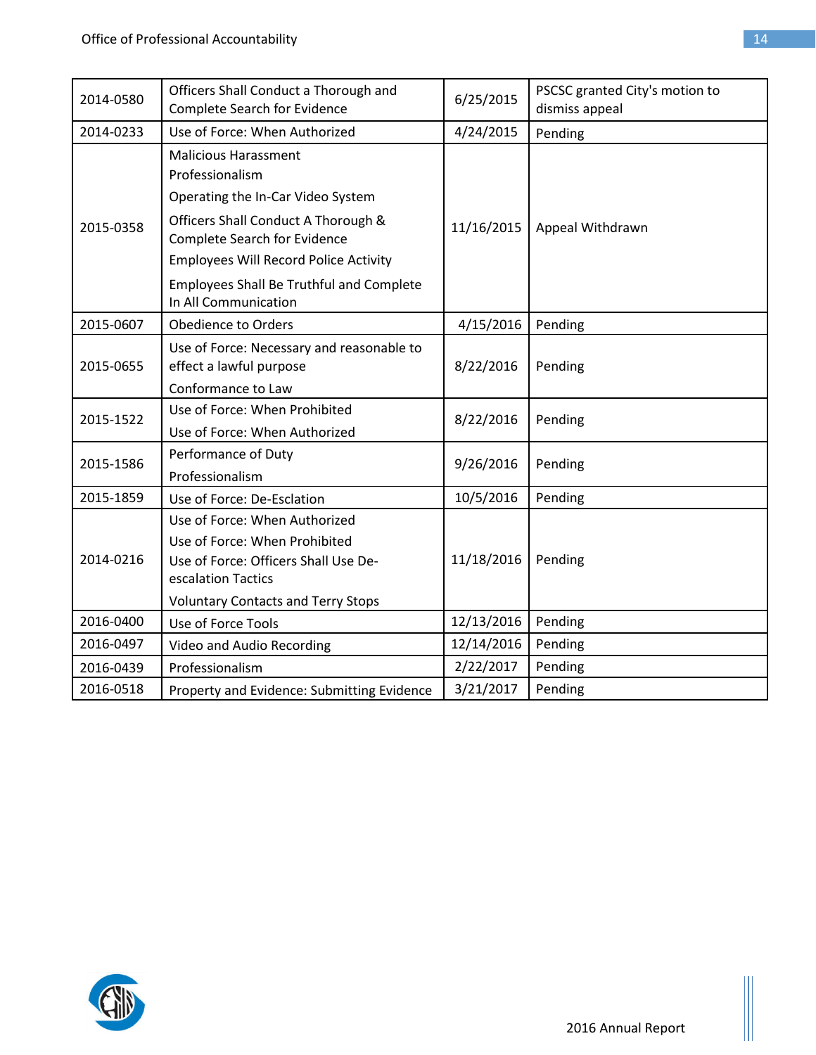| | | | |
|---|---|---|---|
| 2014-0580 | Officers Shall Conduct a Thorough and Complete Search for Evidence | 6/25/2015 | PSCSC granted City's motion to dismiss appeal |
| 2014-0233 | Use of Force: When Authorized | 4/24/2015 | Pending |
| 2015-0358 | Malicious Harassment<br>Professionalism<br>Operating the In-Car Video System<br>Officers Shall Conduct A Thorough & Complete Search for Evidence<br>Employees Will Record Police Activity<br>Employees Shall Be Truthful and Complete In All Communication | 11/16/2015 | Appeal Withdrawn |
| 2015-0607 | Obedience to Orders | 4/15/2016 | Pending |
| 2015-0655 | Use of Force: Necessary and reasonable to effect a lawful purpose<br>Conformance to Law | 8/22/2016 | Pending |
| 2015-1522 | Use of Force: When Prohibited<br>Use of Force: When Authorized | 8/22/2016 | Pending |
| 2015-1586 | Performance of Duty<br>Professionalism | 9/26/2016 | Pending |
| 2015-1859 | Use of Force: De-Esclation | 10/5/2016 | Pending |
| 2014-0216 | Use of Force: When Authorized<br>Use of Force: When Prohibited<br>Use of Force: Officers Shall Use De-escalation Tactics<br>Voluntary Contacts and Terry Stops | 11/18/2016 | Pending |
| 2016-0400 | Use of Force Tools | 12/13/2016 | Pending |
| 2016-0497 | Video and Audio Recording | 12/14/2016 | Pending |
| 2016-0439 | Professionalism | 2/22/2017 | Pending |
| 2016-0518 | Property and Evidence: Submitting Evidence | 3/21/2017 | Pending |